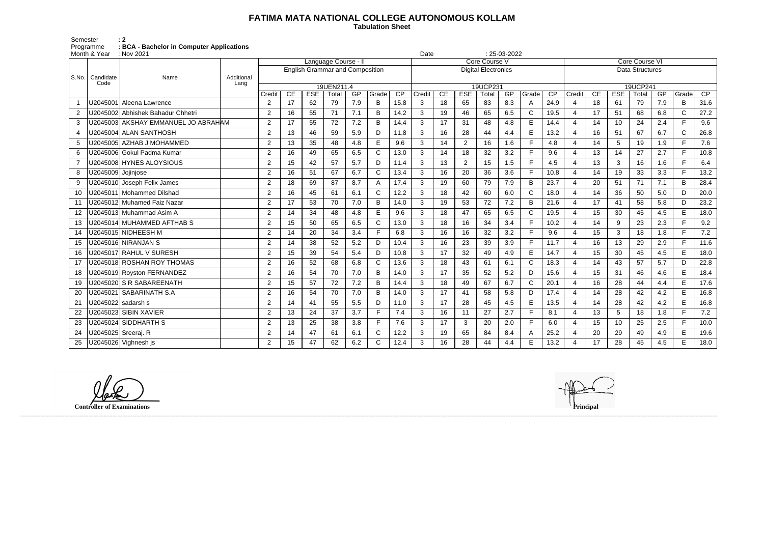# FATIMA MATA NATIONAL COLLEGE AUTONOMOUS KOLLAM

**Tabulation Sheet**

Semester : 2
Programme : BCA - Bachelor in Computer Applications
Month & Year : Nov 2021
Date : 25-03-2022

| S.No. | Candidate Code | Name | Additional Lang | Language Course - II | | | | | | | Core Course V | | | | | | | Core Course VI | | | | | | |
|---|---|---|---|---|---|---|---|---|---|---|---|---|---|---|---|---|---|---|---|---|---|---|---|---|
| | | | | English Grammar and Composition | | | | | | | Digital Electronics | | | | | | | Data Structures | | | | | | |
| | | | | 19UEN211.4 | | | | | | | 19UCP231 | | | | | | | 19UCP241 | | | | | | |
| | | | | Credit | CE | ESE | Total | GP | Grade | CP | Credit | CE | ESE | Total | GP | Grade | CP | Credit | CE | ESE | Total | GP | Grade | CP |
| 1 | U2045001 | Aleena Lawrence | | 2 | 17 | 62 | 79 | 7.9 | B | 15.8 | 3 | 18 | 65 | 83 | 8.3 | A | 24.9 | 4 | 18 | 61 | 79 | 7.9 | B | 31.6 |
| 2 | U2045002 | Abhishek Bahadur Chhetri | | 2 | 16 | 55 | 71 | 7.1 | B | 14.2 | 3 | 19 | 46 | 65 | 6.5 | C | 19.5 | 4 | 17 | 51 | 68 | 6.8 | C | 27.2 |
| 3 | U2045003 | AKSHAY EMMANUEL JO ABRAHAM | | 2 | 17 | 55 | 72 | 7.2 | B | 14.4 | 3 | 17 | 31 | 48 | 4.8 | E | 14.4 | 4 | 14 | 10 | 24 | 2.4 | F | 9.6 |
| 4 | U2045004 | ALAN SANTHOSH | | 2 | 13 | 46 | 59 | 5.9 | D | 11.8 | 3 | 16 | 28 | 44 | 4.4 | E | 13.2 | 4 | 16 | 51 | 67 | 6.7 | C | 26.8 |
| 5 | U2045005 | AZHAB J MOHAMMED | | 2 | 13 | 35 | 48 | 4.8 | E | 9.6 | 3 | 14 | 2 | 16 | 1.6 | F | 4.8 | 4 | 14 | 5 | 19 | 1.9 | F | 7.6 |
| 6 | U2045006 | Gokul Padma Kumar | | 2 | 16 | 49 | 65 | 6.5 | C | 13.0 | 3 | 14 | 18 | 32 | 3.2 | F | 9.6 | 4 | 13 | 14 | 27 | 2.7 | F | 10.8 |
| 7 | U2045008 | HYNES ALOYSIOUS | | 2 | 15 | 42 | 57 | 5.7 | D | 11.4 | 3 | 13 | 2 | 15 | 1.5 | F | 4.5 | 4 | 13 | 3 | 16 | 1.6 | F | 6.4 |
| 8 | U2045009 | Jojinjose | | 2 | 16 | 51 | 67 | 6.7 | C | 13.4 | 3 | 16 | 20 | 36 | 3.6 | F | 10.8 | 4 | 14 | 19 | 33 | 3.3 | F | 13.2 |
| 9 | U2045010 | Joseph Felix James | | 2 | 18 | 69 | 87 | 8.7 | A | 17.4 | 3 | 19 | 60 | 79 | 7.9 | B | 23.7 | 4 | 20 | 51 | 71 | 7.1 | B | 28.4 |
| 10 | U2045011 | Mohammed Dilshad | | 2 | 16 | 45 | 61 | 6.1 | C | 12.2 | 3 | 18 | 42 | 60 | 6.0 | C | 18.0 | 4 | 14 | 36 | 50 | 5.0 | D | 20.0 |
| 11 | U2045012 | Muhamed Faiz Nazar | | 2 | 17 | 53 | 70 | 7.0 | B | 14.0 | 3 | 19 | 53 | 72 | 7.2 | B | 21.6 | 4 | 17 | 41 | 58 | 5.8 | D | 23.2 |
| 12 | U2045013 | Muhammad Asim A | | 2 | 14 | 34 | 48 | 4.8 | E | 9.6 | 3 | 18 | 47 | 65 | 6.5 | C | 19.5 | 4 | 15 | 30 | 45 | 4.5 | E | 18.0 |
| 13 | U2045014 | MUHAMMED AFTHAB S | | 2 | 15 | 50 | 65 | 6.5 | C | 13.0 | 3 | 18 | 16 | 34 | 3.4 | F | 10.2 | 4 | 14 | 9 | 23 | 2.3 | F | 9.2 |
| 14 | U2045015 | NIDHEESH M | | 2 | 14 | 20 | 34 | 3.4 | F | 6.8 | 3 | 16 | 16 | 32 | 3.2 | F | 9.6 | 4 | 15 | 3 | 18 | 1.8 | F | 7.2 |
| 15 | U2045016 | NIRANJAN S | | 2 | 14 | 38 | 52 | 5.2 | D | 10.4 | 3 | 16 | 23 | 39 | 3.9 | F | 11.7 | 4 | 16 | 13 | 29 | 2.9 | F | 11.6 |
| 16 | U2045017 | RAHUL V SURESH | | 2 | 15 | 39 | 54 | 5.4 | D | 10.8 | 3 | 17 | 32 | 49 | 4.9 | E | 14.7 | 4 | 15 | 30 | 45 | 4.5 | E | 18.0 |
| 17 | U2045018 | ROSHAN ROY THOMAS | | 2 | 16 | 52 | 68 | 6.8 | C | 13.6 | 3 | 18 | 43 | 61 | 6.1 | C | 18.3 | 4 | 14 | 43 | 57 | 5.7 | D | 22.8 |
| 18 | U2045019 | Royston FERNANDEZ | | 2 | 16 | 54 | 70 | 7.0 | B | 14.0 | 3 | 17 | 35 | 52 | 5.2 | D | 15.6 | 4 | 15 | 31 | 46 | 4.6 | E | 18.4 |
| 19 | U2045020 | S R SABAREENATH | | 2 | 15 | 57 | 72 | 7.2 | B | 14.4 | 3 | 18 | 49 | 67 | 6.7 | C | 20.1 | 4 | 16 | 28 | 44 | 4.4 | E | 17.6 |
| 20 | U2045021 | SABARINATH S.A | | 2 | 16 | 54 | 70 | 7.0 | B | 14.0 | 3 | 17 | 41 | 58 | 5.8 | D | 17.4 | 4 | 14 | 28 | 42 | 4.2 | E | 16.8 |
| 21 | U2045022 | sadarsh s | | 2 | 14 | 41 | 55 | 5.5 | D | 11.0 | 3 | 17 | 28 | 45 | 4.5 | E | 13.5 | 4 | 14 | 28 | 42 | 4.2 | E | 16.8 |
| 22 | U2045023 | SIBIN XAVIER | | 2 | 13 | 24 | 37 | 3.7 | F | 7.4 | 3 | 16 | 11 | 27 | 2.7 | F | 8.1 | 4 | 13 | 5 | 18 | 1.8 | F | 7.2 |
| 23 | U2045024 | SIDDHARTH S | | 2 | 13 | 25 | 38 | 3.8 | F | 7.6 | 3 | 17 | 3 | 20 | 2.0 | F | 6.0 | 4 | 15 | 10 | 25 | 2.5 | F | 10.0 |
| 24 | U2045025 | Sreeraj. R | | 2 | 14 | 47 | 61 | 6.1 | C | 12.2 | 3 | 19 | 65 | 84 | 8.4 | A | 25.2 | 4 | 20 | 29 | 49 | 4.9 | E | 19.6 |
| 25 | U2045026 | Vighnesh js | | 2 | 15 | 47 | 62 | 6.2 | C | 12.4 | 3 | 16 | 28 | 44 | 4.4 | E | 13.2 | 4 | 17 | 28 | 45 | 4.5 | E | 18.0 |

**Controller of Examinations**

**Principal**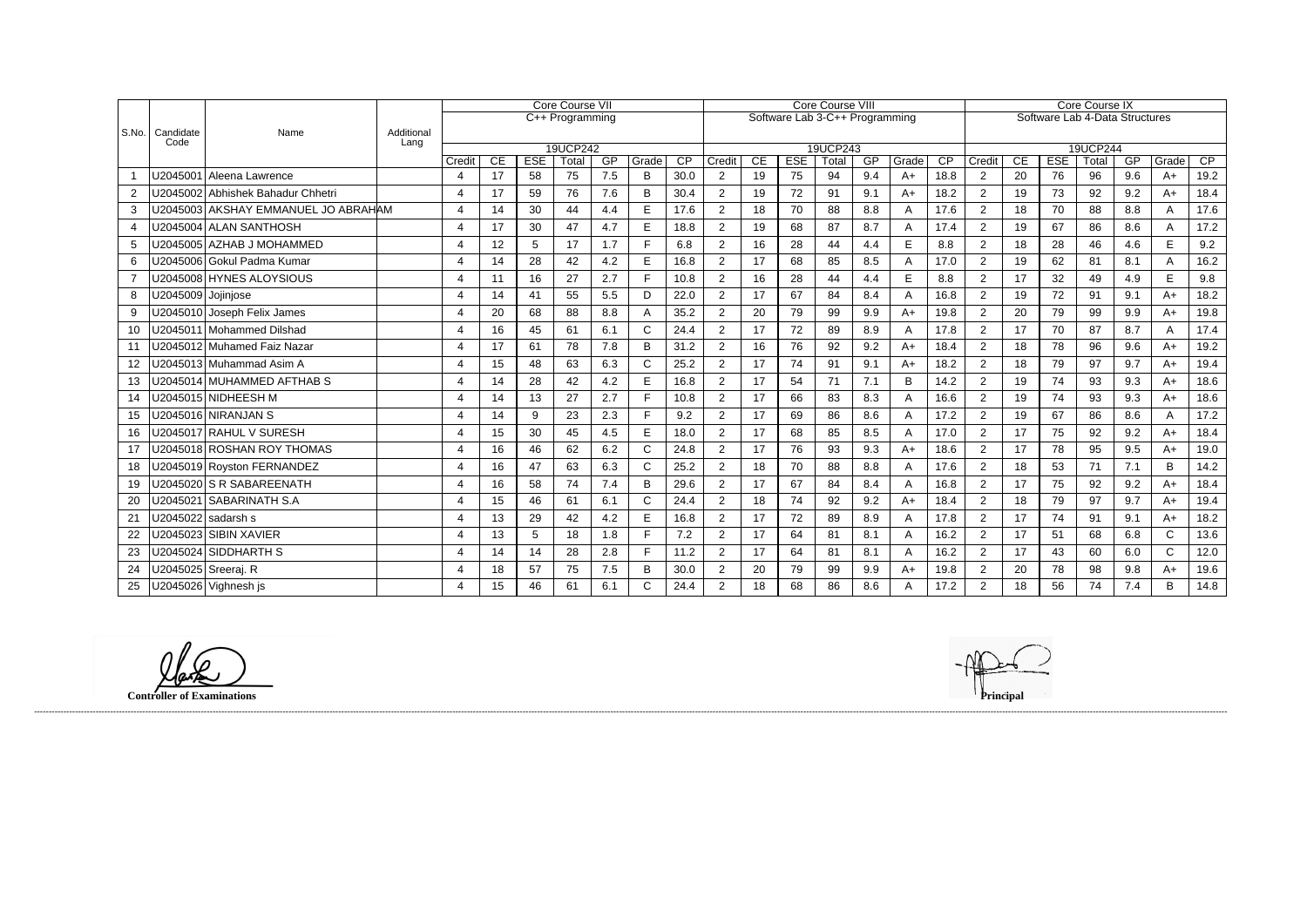| S.No. | Candidate Code | Name | Additional Lang | Core Course VII | | | | | | | Core Course VIII | | | | | | | Core Course IX | | | | | | |
|---|---|---|---|---|---|---|---|---|---|---|---|---|---|---|---|---|---|---|---|---|---|---|---|---|
| | | | | C++ Programming | | | | | | | Software Lab 3-C++ Programming | | | | | | | Software Lab 4-Data Structures | | | | | | |
| | | | | 19UCP242 | | | | | | | 19UCP243 | | | | | | | 19UCP244 | | | | | | |
| | | | | Credit | CE | ESE | Total | GP | Grade | CP | Credit | CE | ESE | Total | GP | Grade | CP | Credit | CE | ESE | Total | GP | Grade | CP |
| 1 | U2045001 | Aleena Lawrence | | 4 | 17 | 58 | 75 | 7.5 | B | 30.0 | 2 | 19 | 75 | 94 | 9.4 | A+ | 18.8 | 2 | 20 | 76 | 96 | 9.6 | A+ | 19.2 |
| 2 | U2045002 | Abhishek Bahadur Chhetri | | 4 | 17 | 59 | 76 | 7.6 | B | 30.4 | 2 | 19 | 72 | 91 | 9.1 | A+ | 18.2 | 2 | 19 | 73 | 92 | 9.2 | A+ | 18.4 |
| 3 | U2045003 | AKSHAY EMMANUEL JO ABRAHAM | | 4 | 14 | 30 | 44 | 4.4 | E | 17.6 | 2 | 18 | 70 | 88 | 8.8 | A | 17.6 | 2 | 18 | 70 | 88 | 8.8 | A | 17.6 |
| 4 | U2045004 | ALAN SANTHOSH | | 4 | 17 | 30 | 47 | 4.7 | E | 18.8 | 2 | 19 | 68 | 87 | 8.7 | A | 17.4 | 2 | 19 | 67 | 86 | 8.6 | A | 17.2 |
| 5 | U2045005 | AZHAB J MOHAMMED | | 4 | 12 | 5 | 17 | 1.7 | F | 6.8 | 2 | 16 | 28 | 44 | 4.4 | E | 8.8 | 2 | 18 | 28 | 46 | 4.6 | E | 9.2 |
| 6 | U2045006 | Gokul Padma Kumar | | 4 | 14 | 28 | 42 | 4.2 | E | 16.8 | 2 | 17 | 68 | 85 | 8.5 | A | 17.0 | 2 | 19 | 62 | 81 | 8.1 | A | 16.2 |
| 7 | U2045008 | HYNES ALOYSIOUS | | 4 | 11 | 16 | 27 | 2.7 | F | 10.8 | 2 | 16 | 28 | 44 | 4.4 | E | 8.8 | 2 | 17 | 32 | 49 | 4.9 | E | 9.8 |
| 8 | U2045009 | Jojinjose | | 4 | 14 | 41 | 55 | 5.5 | D | 22.0 | 2 | 17 | 67 | 84 | 8.4 | A | 16.8 | 2 | 19 | 72 | 91 | 9.1 | A+ | 18.2 |
| 9 | U2045010 | Joseph Felix James | | 4 | 20 | 68 | 88 | 8.8 | A | 35.2 | 2 | 20 | 79 | 99 | 9.9 | A+ | 19.8 | 2 | 20 | 79 | 99 | 9.9 | A+ | 19.8 |
| 10 | U2045011 | Mohammed Dilshad | | 4 | 16 | 45 | 61 | 6.1 | C | 24.4 | 2 | 17 | 72 | 89 | 8.9 | A | 17.8 | 2 | 17 | 70 | 87 | 8.7 | A | 17.4 |
| 11 | U2045012 | Muhamed Faiz Nazar | | 4 | 17 | 61 | 78 | 7.8 | B | 31.2 | 2 | 16 | 76 | 92 | 9.2 | A+ | 18.4 | 2 | 18 | 78 | 96 | 9.6 | A+ | 19.2 |
| 12 | U2045013 | Muhammad Asim A | | 4 | 15 | 48 | 63 | 6.3 | C | 25.2 | 2 | 17 | 74 | 91 | 9.1 | A+ | 18.2 | 2 | 18 | 79 | 97 | 9.7 | A+ | 19.4 |
| 13 | U2045014 | MUHAMMED AFTHAB S | | 4 | 14 | 28 | 42 | 4.2 | E | 16.8 | 2 | 17 | 54 | 71 | 7.1 | B | 14.2 | 2 | 19 | 74 | 93 | 9.3 | A+ | 18.6 |
| 14 | U2045015 | NIDHEESH M | | 4 | 14 | 13 | 27 | 2.7 | F | 10.8 | 2 | 17 | 66 | 83 | 8.3 | A | 16.6 | 2 | 19 | 74 | 93 | 9.3 | A+ | 18.6 |
| 15 | U2045016 | NIRANJAN S | | 4 | 14 | 9 | 23 | 2.3 | F | 9.2 | 2 | 17 | 69 | 86 | 8.6 | A | 17.2 | 2 | 19 | 67 | 86 | 8.6 | A | 17.2 |
| 16 | U2045017 | RAHUL V SURESH | | 4 | 15 | 30 | 45 | 4.5 | E | 18.0 | 2 | 17 | 68 | 85 | 8.5 | A | 17.0 | 2 | 17 | 75 | 92 | 9.2 | A+ | 18.4 |
| 17 | U2045018 | ROSHAN ROY THOMAS | | 4 | 16 | 46 | 62 | 6.2 | C | 24.8 | 2 | 17 | 76 | 93 | 9.3 | A+ | 18.6 | 2 | 17 | 78 | 95 | 9.5 | A+ | 19.0 |
| 18 | U2045019 | Royston FERNANDEZ | | 4 | 16 | 47 | 63 | 6.3 | C | 25.2 | 2 | 18 | 70 | 88 | 8.8 | A | 17.6 | 2 | 18 | 53 | 71 | 7.1 | B | 14.2 |
| 19 | U2045020 | S R SABAREENATH | | 4 | 16 | 58 | 74 | 7.4 | B | 29.6 | 2 | 17 | 67 | 84 | 8.4 | A | 16.8 | 2 | 17 | 75 | 92 | 9.2 | A+ | 18.4 |
| 20 | U2045021 | SABARINATH S.A | | 4 | 15 | 46 | 61 | 6.1 | C | 24.4 | 2 | 18 | 74 | 92 | 9.2 | A+ | 18.4 | 2 | 18 | 79 | 97 | 9.7 | A+ | 19.4 |
| 21 | U2045022 | sadarsh s | | 4 | 13 | 29 | 42 | 4.2 | E | 16.8 | 2 | 17 | 72 | 89 | 8.9 | A | 17.8 | 2 | 17 | 74 | 91 | 9.1 | A+ | 18.2 |
| 22 | U2045023 | SIBIN XAVIER | | 4 | 13 | 5 | 18 | 1.8 | F | 7.2 | 2 | 17 | 64 | 81 | 8.1 | A | 16.2 | 2 | 17 | 51 | 68 | 6.8 | C | 13.6 |
| 23 | U2045024 | SIDDHARTH S | | 4 | 14 | 14 | 28 | 2.8 | F | 11.2 | 2 | 17 | 64 | 81 | 8.1 | A | 16.2 | 2 | 17 | 43 | 60 | 6.0 | C | 12.0 |
| 24 | U2045025 | Sreeraj. R | | 4 | 18 | 57 | 75 | 7.5 | B | 30.0 | 2 | 20 | 79 | 99 | 9.9 | A+ | 19.8 | 2 | 20 | 78 | 98 | 9.8 | A+ | 19.6 |
| 25 | U2045026 | Vighnesh js | | 4 | 15 | 46 | 61 | 6.1 | C | 24.4 | 2 | 18 | 68 | 86 | 8.6 | A | 17.2 | 2 | 18 | 56 | 74 | 7.4 | B | 14.8 |

**Controller of Examinations**

**Principal**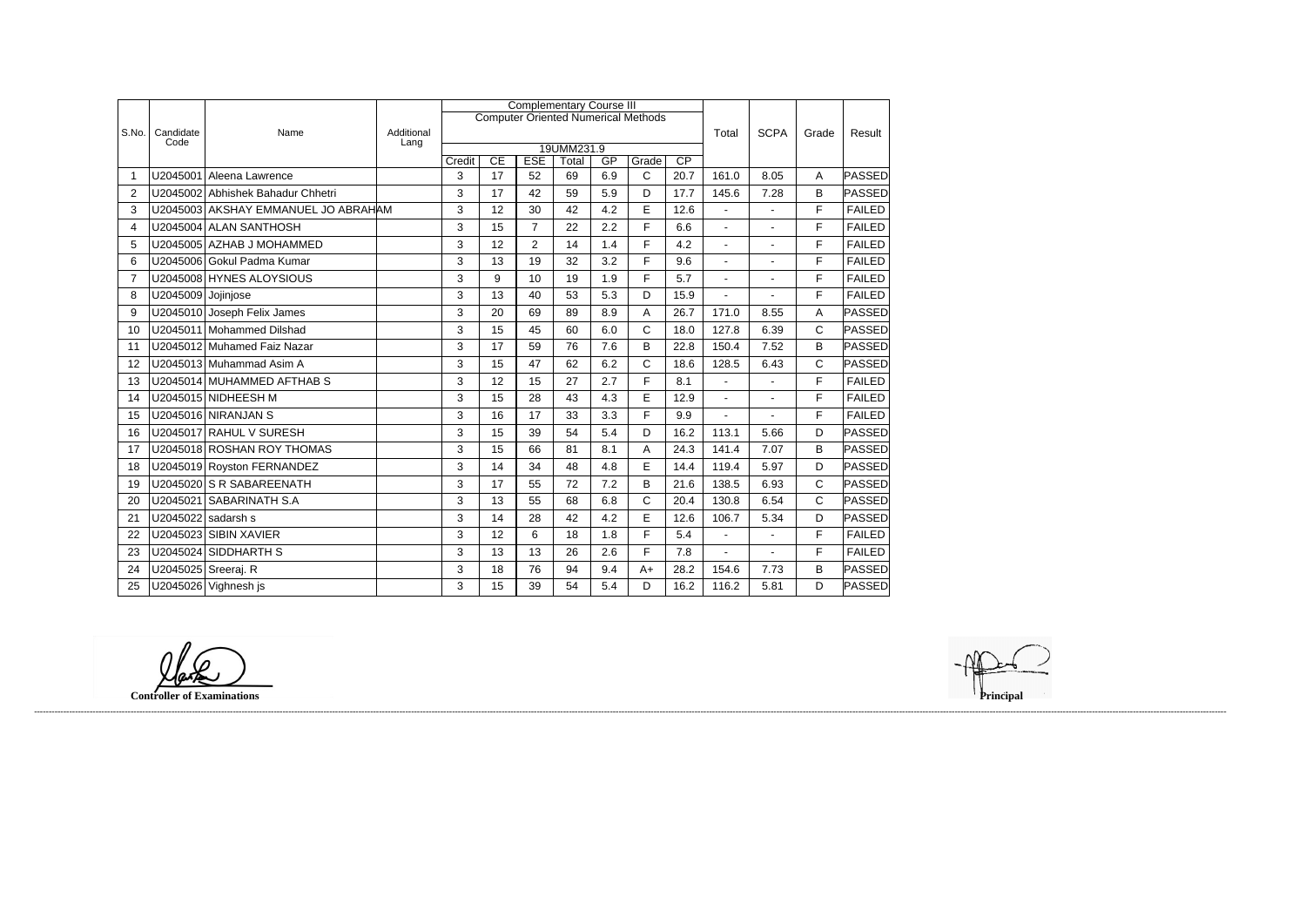| S.No. | Candidate Code | Name | Additional Lang | Complementary Course III | | | | | | | Total | SCPA | Grade | Result |
|---|---|---|---|---|---|---|---|---|---|---|---|---|---|---|
| | | | | Computer Oriented Numerical Methods | | | | | | | | | | |
| | | | | 19UMM231.9 | | | | | | | | | | |
| | | | | Credit | CE | ESE | Total | GP | Grade | CP | | | | |
| 1 | U2045001 | Aleena Lawrence | | 3 | 17 | 52 | 69 | 6.9 | C | 20.7 | 161.0 | 8.05 | A | PASSED |
| 2 | U2045002 | Abhishek Bahadur Chhetri | | 3 | 17 | 42 | 59 | 5.9 | D | 17.7 | 145.6 | 7.28 | B | PASSED |
| 3 | U2045003 | AKSHAY EMMANUEL JO ABRAHAM | | 3 | 12 | 30 | 42 | 4.2 | E | 12.6 | - | - | F | FAILED |
| 4 | U2045004 | ALAN SANTHOSH | | 3 | 15 | 7 | 22 | 2.2 | F | 6.6 | - | - | F | FAILED |
| 5 | U2045005 | AZHAB J MOHAMMED | | 3 | 12 | 2 | 14 | 1.4 | F | 4.2 | - | - | F | FAILED |
| 6 | U2045006 | Gokul Padma Kumar | | 3 | 13 | 19 | 32 | 3.2 | F | 9.6 | - | - | F | FAILED |
| 7 | U2045008 | HYNES ALOYSIOUS | | 3 | 9 | 10 | 19 | 1.9 | F | 5.7 | - | - | F | FAILED |
| 8 | U2045009 | Jojinjose | | 3 | 13 | 40 | 53 | 5.3 | D | 15.9 | - | - | F | FAILED |
| 9 | U2045010 | Joseph Felix James | | 3 | 20 | 69 | 89 | 8.9 | A | 26.7 | 171.0 | 8.55 | A | PASSED |
| 10 | U2045011 | Mohammed Dilshad | | 3 | 15 | 45 | 60 | 6.0 | C | 18.0 | 127.8 | 6.39 | C | PASSED |
| 11 | U2045012 | Muhamed Faiz Nazar | | 3 | 17 | 59 | 76 | 7.6 | B | 22.8 | 150.4 | 7.52 | B | PASSED |
| 12 | U2045013 | Muhammad Asim A | | 3 | 15 | 47 | 62 | 6.2 | C | 18.6 | 128.5 | 6.43 | C | PASSED |
| 13 | U2045014 | MUHAMMED AFTHAB S | | 3 | 12 | 15 | 27 | 2.7 | F | 8.1 | - | - | F | FAILED |
| 14 | U2045015 | NIDHEESH M | | 3 | 15 | 28 | 43 | 4.3 | E | 12.9 | - | - | F | FAILED |
| 15 | U2045016 | NIRANJAN S | | 3 | 16 | 17 | 33 | 3.3 | F | 9.9 | - | - | F | FAILED |
| 16 | U2045017 | RAHUL V SURESH | | 3 | 15 | 39 | 54 | 5.4 | D | 16.2 | 113.1 | 5.66 | D | PASSED |
| 17 | U2045018 | ROSHAN ROY THOMAS | | 3 | 15 | 66 | 81 | 8.1 | A | 24.3 | 141.4 | 7.07 | B | PASSED |
| 18 | U2045019 | Royston FERNANDEZ | | 3 | 14 | 34 | 48 | 4.8 | E | 14.4 | 119.4 | 5.97 | D | PASSED |
| 19 | U2045020 | S R SABAREENATH | | 3 | 17 | 55 | 72 | 7.2 | B | 21.6 | 138.5 | 6.93 | C | PASSED |
| 20 | U2045021 | SABARINATH S.A | | 3 | 13 | 55 | 68 | 6.8 | C | 20.4 | 130.8 | 6.54 | C | PASSED |
| 21 | U2045022 | sadarsh s | | 3 | 14 | 28 | 42 | 4.2 | E | 12.6 | 106.7 | 5.34 | D | PASSED |
| 22 | U2045023 | SIBIN XAVIER | | 3 | 12 | 6 | 18 | 1.8 | F | 5.4 | - | - | F | FAILED |
| 23 | U2045024 | SIDDHARTH S | | 3 | 13 | 13 | 26 | 2.6 | F | 7.8 | - | - | F | FAILED |
| 24 | U2045025 | Sreeraj. R | | 3 | 18 | 76 | 94 | 9.4 | A+ | 28.2 | 154.6 | 7.73 | B | PASSED |
| 25 | U2045026 | Vighnesh js | | 3 | 15 | 39 | 54 | 5.4 | D | 16.2 | 116.2 | 5.81 | D | PASSED |

**Controller of Examinations**

**Principal**